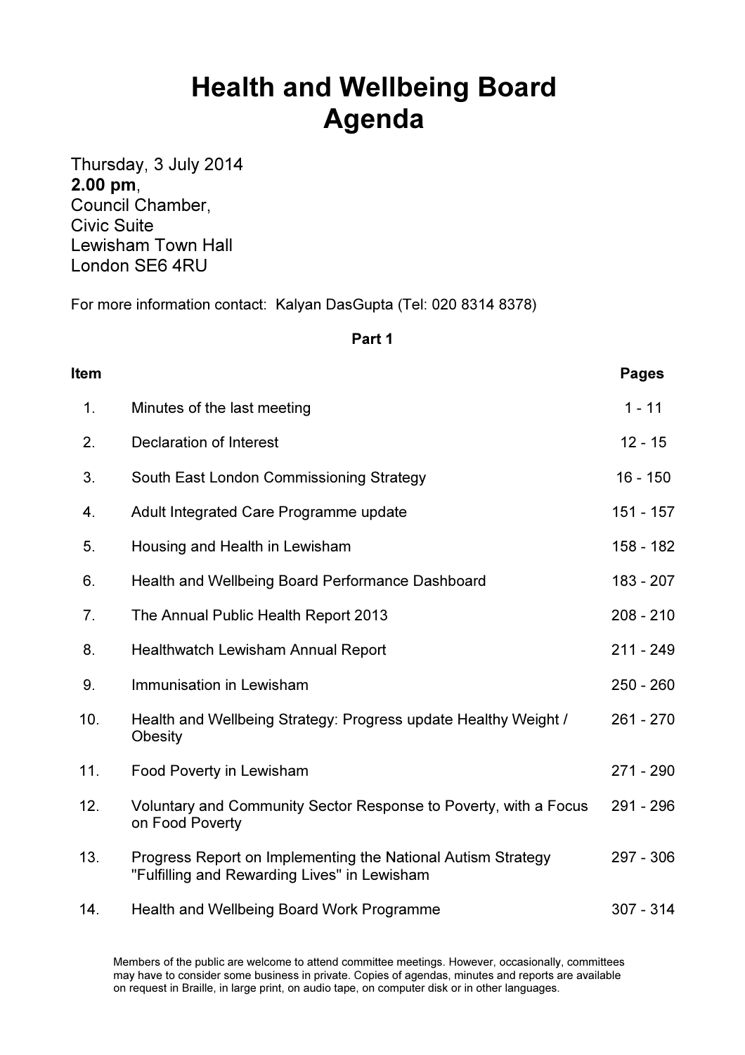# Health and Wellbeing Board Agenda

Thursday, 3 July 2014
**2.00 pm**,
Council Chamber,
Civic Suite
Lewisham Town Hall
London SE6 4RU

For more information contact: Kalyan DasGupta (Tel: 020 8314 8378)

**Part 1**

| Item | | Pages |
|---|---|---|
| 1. | Minutes of the last meeting | 1 - 11 |
| 2. | Declaration of Interest | 12 - 15 |
| 3. | South East London Commissioning Strategy | 16 - 150 |
| 4. | Adult Integrated Care Programme update | 151 - 157 |
| 5. | Housing and Health in Lewisham | 158 - 182 |
| 6. | Health and Wellbeing Board Performance Dashboard | 183 - 207 |
| 7. | The Annual Public Health Report 2013 | 208 - 210 |
| 8. | Healthwatch Lewisham Annual Report | 211 - 249 |
| 9. | Immunisation in Lewisham | 250 - 260 |
| 10. | Health and Wellbeing Strategy: Progress update Healthy Weight / Obesity | 261 - 270 |
| 11. | Food Poverty in Lewisham | 271 - 290 |
| 12. | Voluntary and Community Sector Response to Poverty, with a Focus on Food Poverty | 291 - 296 |
| 13. | Progress Report on Implementing the National Autism Strategy "Fulfilling and Rewarding Lives" in Lewisham | 297 - 306 |
| 14. | Health and Wellbeing Board Work Programme | 307 - 314 |

Members of the public are welcome to attend committee meetings. However, occasionally, committees may have to consider some business in private. Copies of agendas, minutes and reports are available on request in Braille, in large print, on audio tape, on computer disk or in other languages.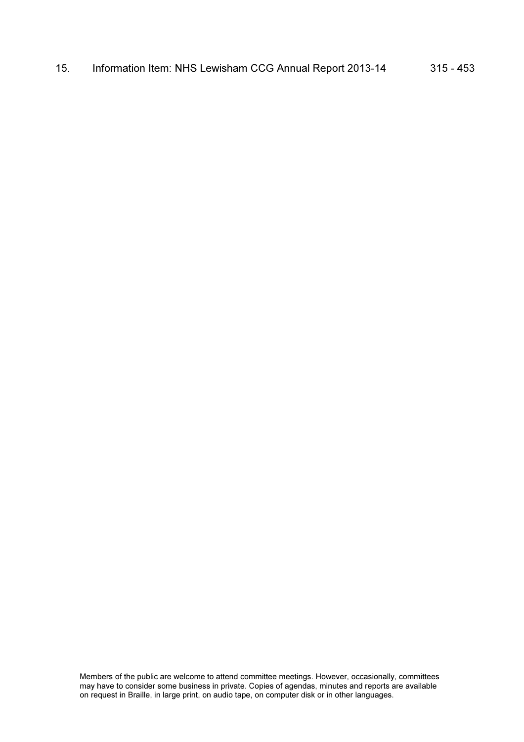| 15. | Information Item: NHS Lewisham CCG Annual Report 2013-14 | 315 - 453 |
|---|---|---|

Members of the public are welcome to attend committee meetings. However, occasionally, committees may have to consider some business in private. Copies of agendas, minutes and reports are available on request in Braille, in large print, on audio tape, on computer disk or in other languages.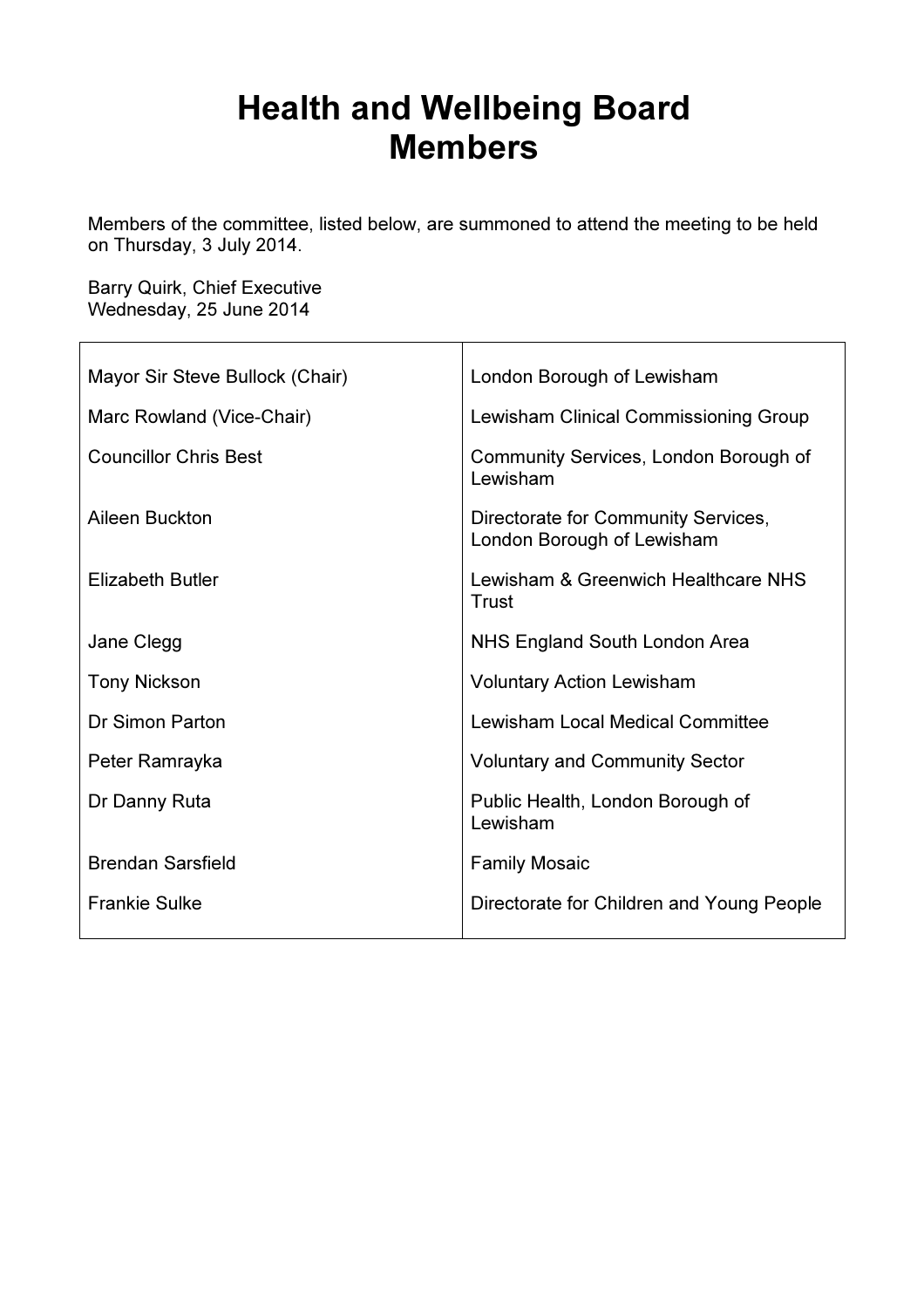# Health and Wellbeing Board Members

Members of the committee, listed below, are summoned to attend the meeting to be held on Thursday, 3 July 2014.

Barry Quirk, Chief Executive
Wednesday, 25 June 2014

| | |
|---|---|
| Mayor Sir Steve Bullock (Chair) | London Borough of Lewisham |
| Marc Rowland (Vice-Chair) | Lewisham Clinical Commissioning Group |
| Councillor Chris Best | Community Services, London Borough of Lewisham |
| Aileen Buckton | Directorate for Community Services, London Borough of Lewisham |
| Elizabeth Butler | Lewisham & Greenwich Healthcare NHS Trust |
| Jane Clegg | NHS England South London Area |
| Tony Nickson | Voluntary Action Lewisham |
| Dr Simon Parton | Lewisham Local Medical Committee |
| Peter Ramrayka | Voluntary and Community Sector |
| Dr Danny Ruta | Public Health, London Borough of Lewisham |
| Brendan Sarsfield | Family Mosaic |
| Frankie Sulke | Directorate for Children and Young People |